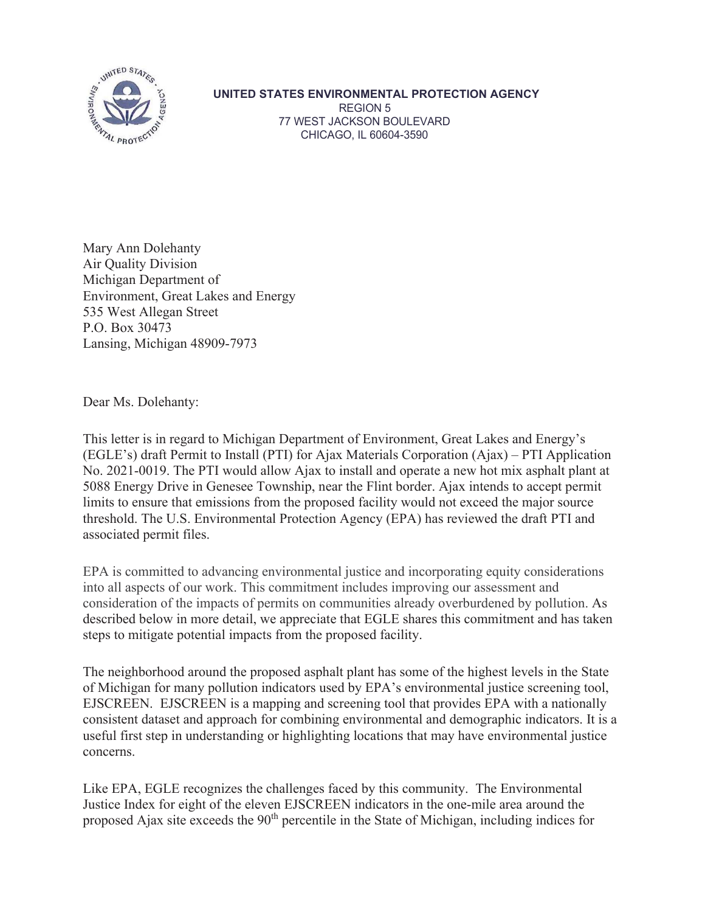**UNITED STATES ENVIRONMENTAL PROTECTION AGENCY**
REGION 5
77 WEST JACKSON BOULEVARD
CHICAGO, IL 60604-3590

Mary Ann Dolehanty
Air Quality Division
Michigan Department of
Environment, Great Lakes and Energy
535 West Allegan Street
P.O. Box 30473
Lansing, Michigan 48909-7973

Dear Ms. Dolehanty:

This letter is in regard to Michigan Department of Environment, Great Lakes and Energy's (EGLE's) draft Permit to Install (PTI) for Ajax Materials Corporation (Ajax) – PTI Application No. 2021-0019. The PTI would allow Ajax to install and operate a new hot mix asphalt plant at 5088 Energy Drive in Genesee Township, near the Flint border. Ajax intends to accept permit limits to ensure that emissions from the proposed facility would not exceed the major source threshold. The U.S. Environmental Protection Agency (EPA) has reviewed the draft PTI and associated permit files.

EPA is committed to advancing environmental justice and incorporating equity considerations into all aspects of our work. This commitment includes improving our assessment and consideration of the impacts of permits on communities already overburdened by pollution. As described below in more detail, we appreciate that EGLE shares this commitment and has taken steps to mitigate potential impacts from the proposed facility.

The neighborhood around the proposed asphalt plant has some of the highest levels in the State of Michigan for many pollution indicators used by EPA's environmental justice screening tool, EJSCREEN. EJSCREEN is a mapping and screening tool that provides EPA with a nationally consistent dataset and approach for combining environmental and demographic indicators. It is a useful first step in understanding or highlighting locations that may have environmental justice concerns.

Like EPA, EGLE recognizes the challenges faced by this community. The Environmental Justice Index for eight of the eleven EJSCREEN indicators in the one-mile area around the proposed Ajax site exceeds the 90th percentile in the State of Michigan, including indices for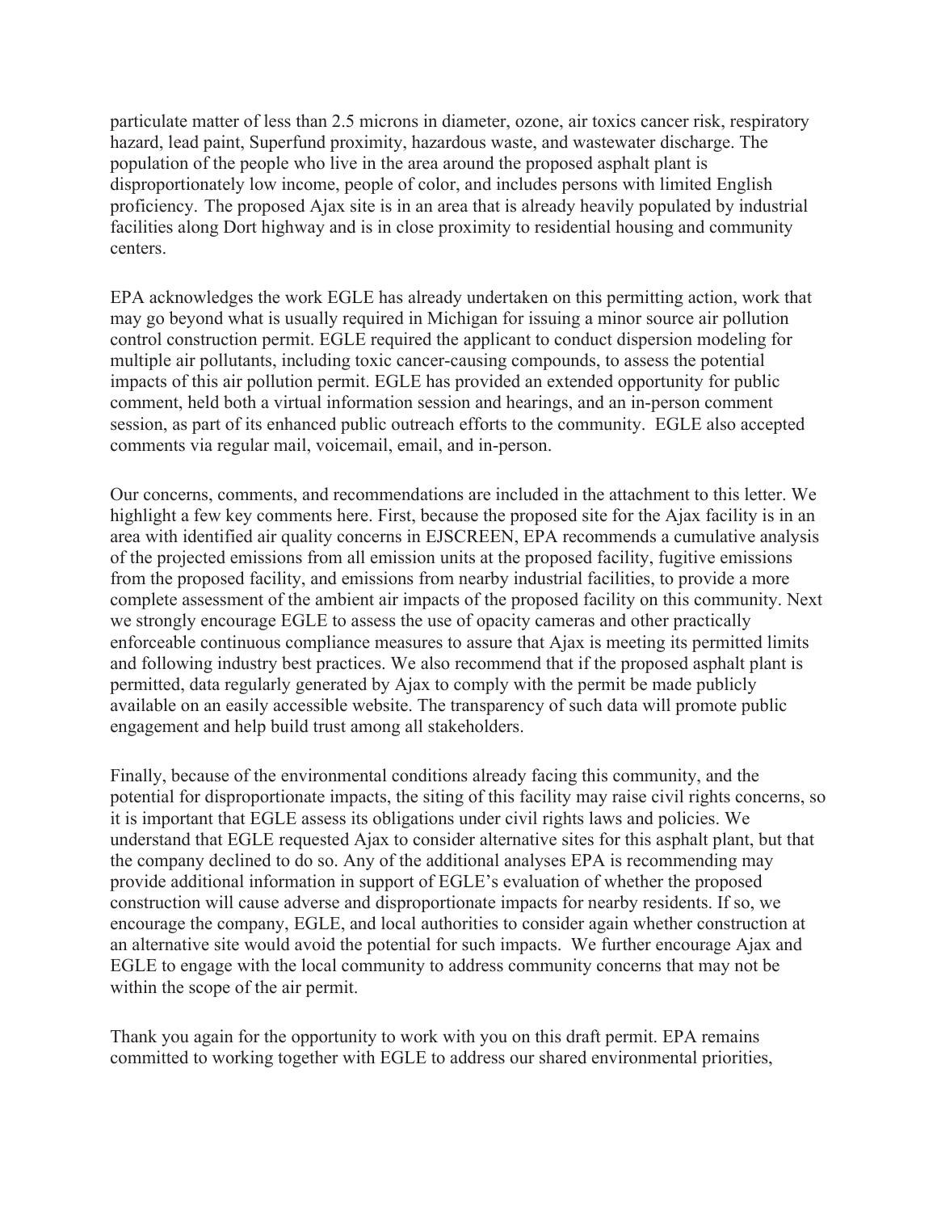particulate matter of less than 2.5 microns in diameter, ozone, air toxics cancer risk, respiratory hazard, lead paint, Superfund proximity, hazardous waste, and wastewater discharge. The population of the people who live in the area around the proposed asphalt plant is disproportionately low income, people of color, and includes persons with limited English proficiency. The proposed Ajax site is in an area that is already heavily populated by industrial facilities along Dort highway and is in close proximity to residential housing and community centers.

EPA acknowledges the work EGLE has already undertaken on this permitting action, work that may go beyond what is usually required in Michigan for issuing a minor source air pollution control construction permit. EGLE required the applicant to conduct dispersion modeling for multiple air pollutants, including toxic cancer-causing compounds, to assess the potential impacts of this air pollution permit. EGLE has provided an extended opportunity for public comment, held both a virtual information session and hearings, and an in-person comment session, as part of its enhanced public outreach efforts to the community. EGLE also accepted comments via regular mail, voicemail, email, and in-person.

Our concerns, comments, and recommendations are included in the attachment to this letter. We highlight a few key comments here. First, because the proposed site for the Ajax facility is in an area with identified air quality concerns in EJSCREEN, EPA recommends a cumulative analysis of the projected emissions from all emission units at the proposed facility, fugitive emissions from the proposed facility, and emissions from nearby industrial facilities, to provide a more complete assessment of the ambient air impacts of the proposed facility on this community. Next we strongly encourage EGLE to assess the use of opacity cameras and other practically enforceable continuous compliance measures to assure that Ajax is meeting its permitted limits and following industry best practices. We also recommend that if the proposed asphalt plant is permitted, data regularly generated by Ajax to comply with the permit be made publicly available on an easily accessible website. The transparency of such data will promote public engagement and help build trust among all stakeholders.

Finally, because of the environmental conditions already facing this community, and the potential for disproportionate impacts, the siting of this facility may raise civil rights concerns, so it is important that EGLE assess its obligations under civil rights laws and policies. We understand that EGLE requested Ajax to consider alternative sites for this asphalt plant, but that the company declined to do so. Any of the additional analyses EPA is recommending may provide additional information in support of EGLE's evaluation of whether the proposed construction will cause adverse and disproportionate impacts for nearby residents. If so, we encourage the company, EGLE, and local authorities to consider again whether construction at an alternative site would avoid the potential for such impacts. We further encourage Ajax and EGLE to engage with the local community to address community concerns that may not be within the scope of the air permit.

Thank you again for the opportunity to work with you on this draft permit. EPA remains committed to working together with EGLE to address our shared environmental priorities,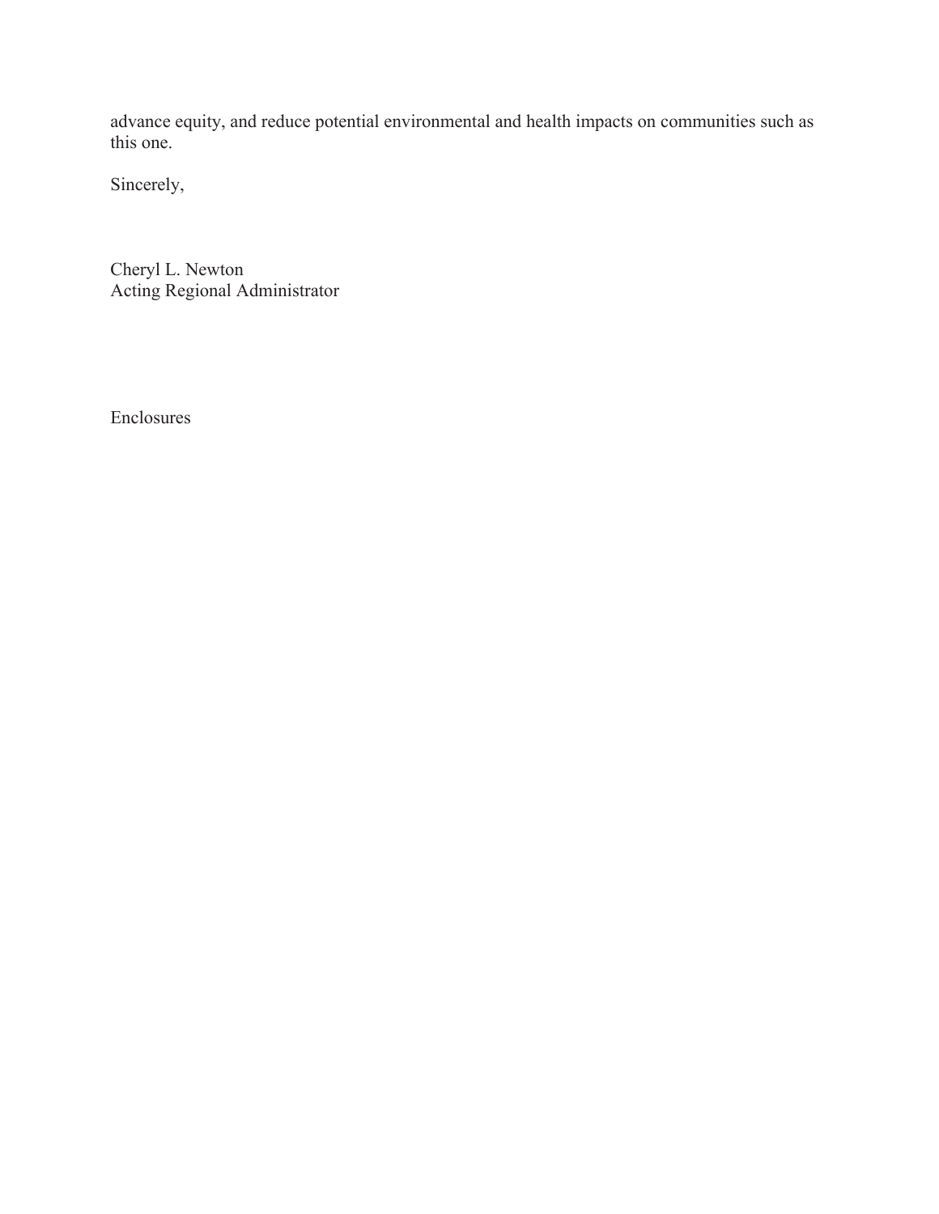advance equity, and reduce potential environmental and health impacts on communities such as this one.

Sincerely,

Cheryl L. Newton
Acting Regional Administrator

Enclosures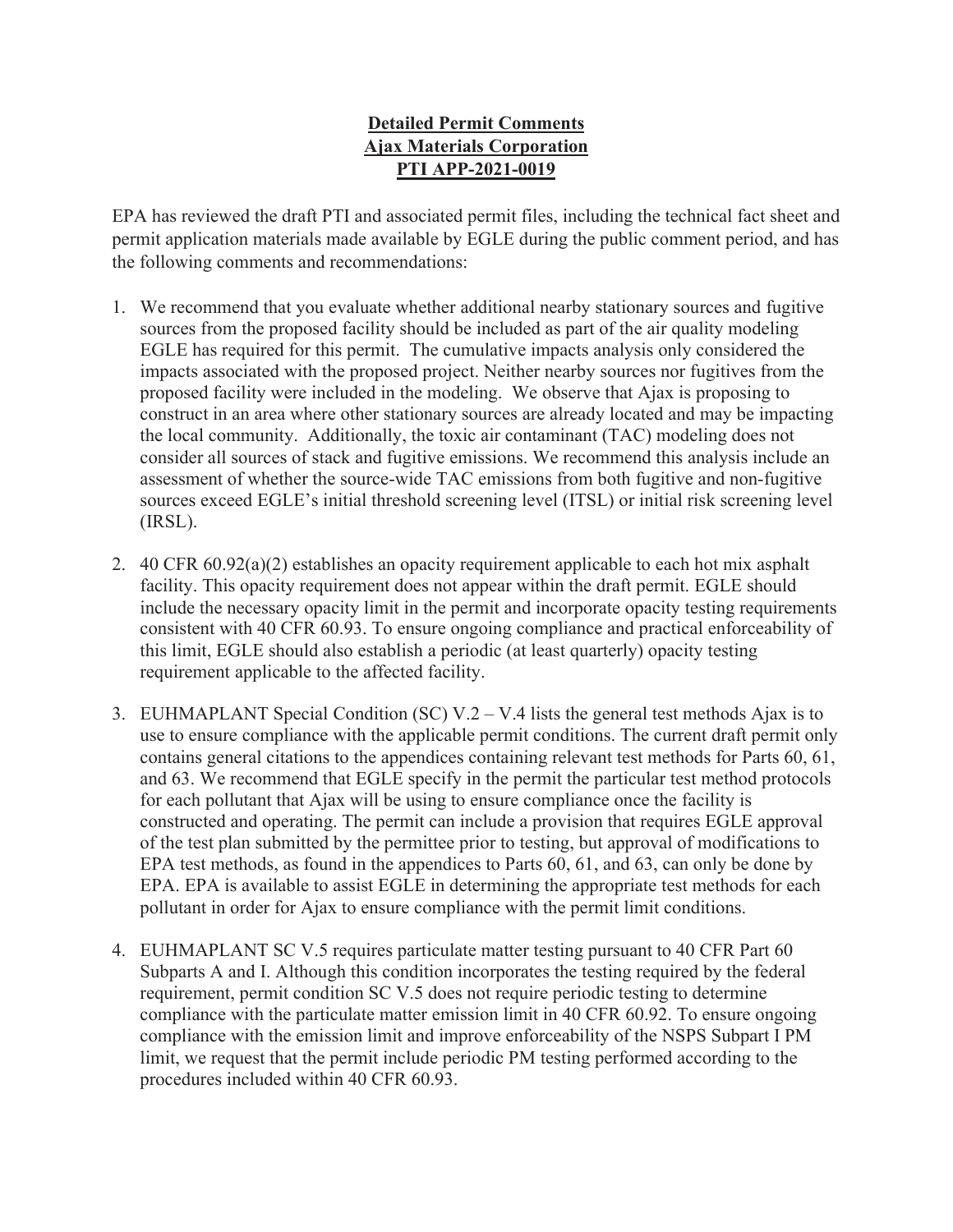**Detailed Permit Comments**
**Ajax Materials Corporation**
**PTI APP-2021-0019**

EPA has reviewed the draft PTI and associated permit files, including the technical fact sheet and permit application materials made available by EGLE during the public comment period, and has the following comments and recommendations:

1. We recommend that you evaluate whether additional nearby stationary sources and fugitive sources from the proposed facility should be included as part of the air quality modeling EGLE has required for this permit. The cumulative impacts analysis only considered the impacts associated with the proposed project. Neither nearby sources nor fugitives from the proposed facility were included in the modeling. We observe that Ajax is proposing to construct in an area where other stationary sources are already located and may be impacting the local community. Additionally, the toxic air contaminant (TAC) modeling does not consider all sources of stack and fugitive emissions. We recommend this analysis include an assessment of whether the source-wide TAC emissions from both fugitive and non-fugitive sources exceed EGLE's initial threshold screening level (ITSL) or initial risk screening level (IRSL).

2. 40 CFR 60.92(a)(2) establishes an opacity requirement applicable to each hot mix asphalt facility. This opacity requirement does not appear within the draft permit. EGLE should include the necessary opacity limit in the permit and incorporate opacity testing requirements consistent with 40 CFR 60.93. To ensure ongoing compliance and practical enforceability of this limit, EGLE should also establish a periodic (at least quarterly) opacity testing requirement applicable to the affected facility.

3. EUHMAPLANT Special Condition (SC) V.2 – V.4 lists the general test methods Ajax is to use to ensure compliance with the applicable permit conditions. The current draft permit only contains general citations to the appendices containing relevant test methods for Parts 60, 61, and 63. We recommend that EGLE specify in the permit the particular test method protocols for each pollutant that Ajax will be using to ensure compliance once the facility is constructed and operating. The permit can include a provision that requires EGLE approval of the test plan submitted by the permittee prior to testing, but approval of modifications to EPA test methods, as found in the appendices to Parts 60, 61, and 63, can only be done by EPA. EPA is available to assist EGLE in determining the appropriate test methods for each pollutant in order for Ajax to ensure compliance with the permit limit conditions.

4. EUHMAPLANT SC V.5 requires particulate matter testing pursuant to 40 CFR Part 60 Subparts A and I. Although this condition incorporates the testing required by the federal requirement, permit condition SC V.5 does not require periodic testing to determine compliance with the particulate matter emission limit in 40 CFR 60.92. To ensure ongoing compliance with the emission limit and improve enforceability of the NSPS Subpart I PM limit, we request that the permit include periodic PM testing performed according to the procedures included within 40 CFR 60.93.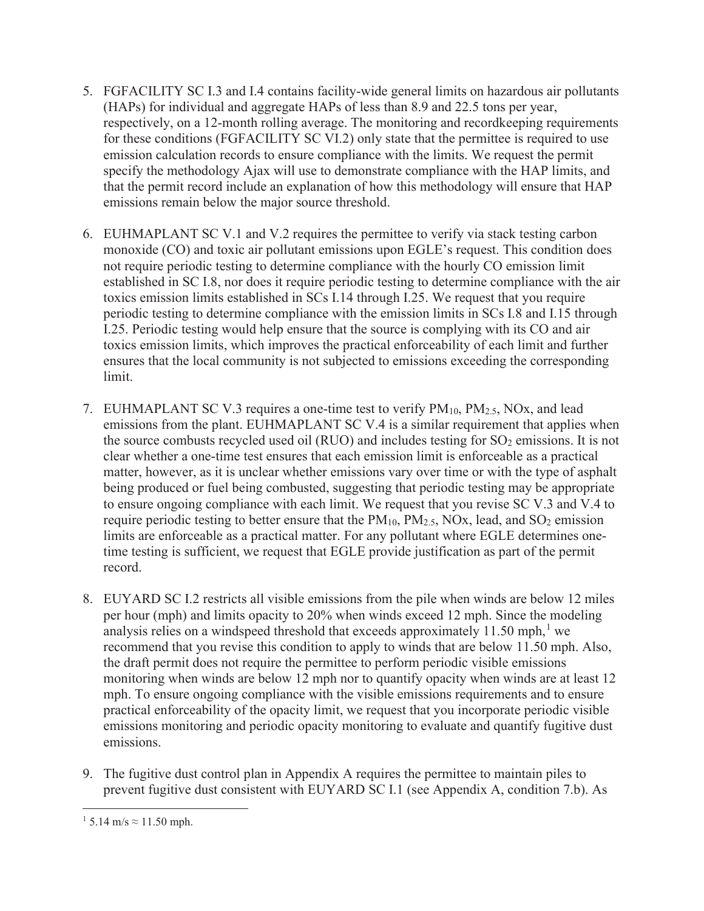5. FGFACILITY SC I.3 and I.4 contains facility-wide general limits on hazardous air pollutants (HAPs) for individual and aggregate HAPs of less than 8.9 and 22.5 tons per year, respectively, on a 12-month rolling average. The monitoring and recordkeeping requirements for these conditions (FGFACILITY SC VI.2) only state that the permittee is required to use emission calculation records to ensure compliance with the limits. We request the permit specify the methodology Ajax will use to demonstrate compliance with the HAP limits, and that the permit record include an explanation of how this methodology will ensure that HAP emissions remain below the major source threshold.

6. EUHMAPLANT SC V.1 and V.2 requires the permittee to verify via stack testing carbon monoxide (CO) and toxic air pollutant emissions upon EGLE's request. This condition does not require periodic testing to determine compliance with the hourly CO emission limit established in SC I.8, nor does it require periodic testing to determine compliance with the air toxics emission limits established in SCs I.14 through I.25. We request that you require periodic testing to determine compliance with the emission limits in SCs I.8 and I.15 through I.25. Periodic testing would help ensure that the source is complying with its CO and air toxics emission limits, which improves the practical enforceability of each limit and further ensures that the local community is not subjected to emissions exceeding the corresponding limit.

7. EUHMAPLANT SC V.3 requires a one-time test to verify $PM_{10}$, $PM_{2.5}$, NOx, and lead emissions from the plant. EUHMAPLANT SC V.4 is a similar requirement that applies when the source combusts recycled used oil (RUO) and includes testing for $SO_2$ emissions. It is not clear whether a one-time test ensures that each emission limit is enforceable as a practical matter, however, as it is unclear whether emissions vary over time or with the type of asphalt being produced or fuel being combusted, suggesting that periodic testing may be appropriate to ensure ongoing compliance with each limit. We request that you revise SC V.3 and V.4 to require periodic testing to better ensure that the $PM_{10}$, $PM_{2.5}$, NOx, lead, and $SO_2$ emission limits are enforceable as a practical matter. For any pollutant where EGLE determines one-time testing is sufficient, we request that EGLE provide justification as part of the permit record.

8. EUYARD SC I.2 restricts all visible emissions from the pile when winds are below 12 miles per hour (mph) and limits opacity to 20% when winds exceed 12 mph. Since the modeling analysis relies on a windspeed threshold that exceeds approximately 11.50 mph,[1] we recommend that you revise this condition to apply to winds that are below 11.50 mph. Also, the draft permit does not require the permittee to perform periodic visible emissions monitoring when winds are below 12 mph nor to quantify opacity when winds are at least 12 mph. To ensure ongoing compliance with the visible emissions requirements and to ensure practical enforceability of the opacity limit, we request that you incorporate periodic visible emissions monitoring and periodic opacity monitoring to evaluate and quantify fugitive dust emissions.

9. The fugitive dust control plan in Appendix A requires the permittee to maintain piles to prevent fugitive dust consistent with EUYARD SC I.1 (see Appendix A, condition 7.b). As

[1] 5.14 m/s ≈ 11.50 mph.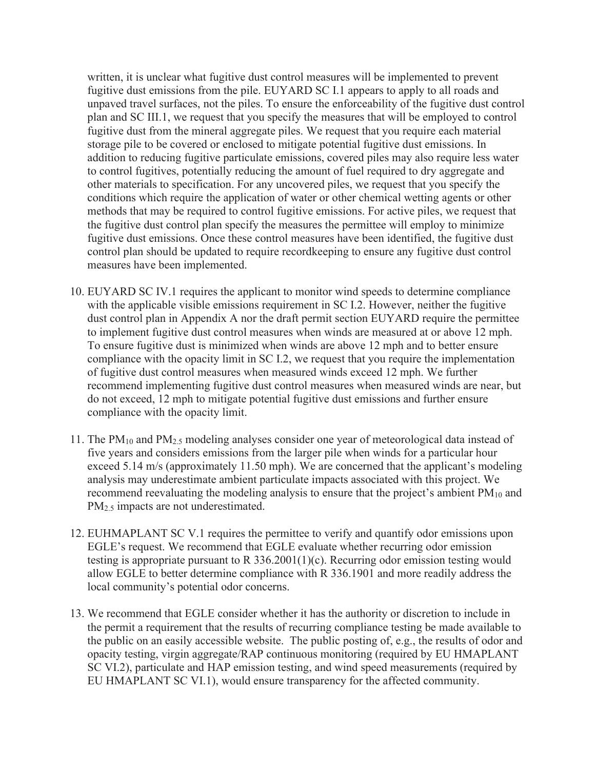written, it is unclear what fugitive dust control measures will be implemented to prevent fugitive dust emissions from the pile. EUYARD SC I.1 appears to apply to all roads and unpaved travel surfaces, not the piles. To ensure the enforceability of the fugitive dust control plan and SC III.1, we request that you specify the measures that will be employed to control fugitive dust from the mineral aggregate piles. We request that you require each material storage pile to be covered or enclosed to mitigate potential fugitive dust emissions. In addition to reducing fugitive particulate emissions, covered piles may also require less water to control fugitives, potentially reducing the amount of fuel required to dry aggregate and other materials to specification. For any uncovered piles, we request that you specify the conditions which require the application of water or other chemical wetting agents or other methods that may be required to control fugitive emissions. For active piles, we request that the fugitive dust control plan specify the measures the permittee will employ to minimize fugitive dust emissions. Once these control measures have been identified, the fugitive dust control plan should be updated to require recordkeeping to ensure any fugitive dust control measures have been implemented.

10. EUYARD SC IV.1 requires the applicant to monitor wind speeds to determine compliance with the applicable visible emissions requirement in SC I.2. However, neither the fugitive dust control plan in Appendix A nor the draft permit section EUYARD require the permittee to implement fugitive dust control measures when winds are measured at or above 12 mph. To ensure fugitive dust is minimized when winds are above 12 mph and to better ensure compliance with the opacity limit in SC I.2, we request that you require the implementation of fugitive dust control measures when measured winds exceed 12 mph. We further recommend implementing fugitive dust control measures when measured winds are near, but do not exceed, 12 mph to mitigate potential fugitive dust emissions and further ensure compliance with the opacity limit.

11. The $PM_{10}$ and $PM_{2.5}$ modeling analyses consider one year of meteorological data instead of five years and considers emissions from the larger pile when winds for a particular hour exceed 5.14 m/s (approximately 11.50 mph). We are concerned that the applicant's modeling analysis may underestimate ambient particulate impacts associated with this project. We recommend reevaluating the modeling analysis to ensure that the project's ambient $PM_{10}$ and $PM_{2.5}$ impacts are not underestimated.

12. EUHMAPLANT SC V.1 requires the permittee to verify and quantify odor emissions upon EGLE's request. We recommend that EGLE evaluate whether recurring odor emission testing is appropriate pursuant to R 336.2001(1)(c). Recurring odor emission testing would allow EGLE to better determine compliance with R 336.1901 and more readily address the local community's potential odor concerns.

13. We recommend that EGLE consider whether it has the authority or discretion to include in the permit a requirement that the results of recurring compliance testing be made available to the public on an easily accessible website. The public posting of, e.g., the results of odor and opacity testing, virgin aggregate/RAP continuous monitoring (required by EU HMAPLANT SC VI.2), particulate and HAP emission testing, and wind speed measurements (required by EU HMAPLANT SC VI.1), would ensure transparency for the affected community.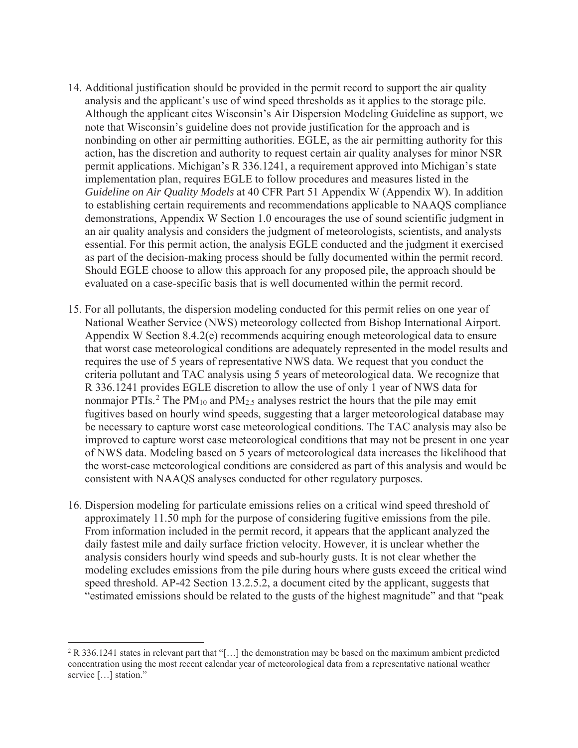14. Additional justification should be provided in the permit record to support the air quality analysis and the applicant's use of wind speed thresholds as it applies to the storage pile. Although the applicant cites Wisconsin's Air Dispersion Modeling Guideline as support, we note that Wisconsin's guideline does not provide justification for the approach and is nonbinding on other air permitting authorities. EGLE, as the air permitting authority for this action, has the discretion and authority to request certain air quality analyses for minor NSR permit applications. Michigan's R 336.1241, a requirement approved into Michigan's state implementation plan, requires EGLE to follow procedures and measures listed in the *Guideline on Air Quality Models* at 40 CFR Part 51 Appendix W (Appendix W). In addition to establishing certain requirements and recommendations applicable to NAAQS compliance demonstrations, Appendix W Section 1.0 encourages the use of sound scientific judgment in an air quality analysis and considers the judgment of meteorologists, scientists, and analysts essential. For this permit action, the analysis EGLE conducted and the judgment it exercised as part of the decision-making process should be fully documented within the permit record. Should EGLE choose to allow this approach for any proposed pile, the approach should be evaluated on a case-specific basis that is well documented within the permit record.

15. For all pollutants, the dispersion modeling conducted for this permit relies on one year of National Weather Service (NWS) meteorology collected from Bishop International Airport. Appendix W Section 8.4.2(e) recommends acquiring enough meteorological data to ensure that worst case meteorological conditions are adequately represented in the model results and requires the use of 5 years of representative NWS data. We request that you conduct the criteria pollutant and TAC analysis using 5 years of meteorological data. We recognize that R 336.1241 provides EGLE discretion to allow the use of only 1 year of NWS data for nonmajor PTIs.[2] The $PM_{10}$ and $PM_{2.5}$ analyses restrict the hours that the pile may emit fugitives based on hourly wind speeds, suggesting that a larger meteorological database may be necessary to capture worst case meteorological conditions. The TAC analysis may also be improved to capture worst case meteorological conditions that may not be present in one year of NWS data. Modeling based on 5 years of meteorological data increases the likelihood that the worst-case meteorological conditions are considered as part of this analysis and would be consistent with NAAQS analyses conducted for other regulatory purposes.

16. Dispersion modeling for particulate emissions relies on a critical wind speed threshold of approximately 11.50 mph for the purpose of considering fugitive emissions from the pile. From information included in the permit record, it appears that the applicant analyzed the daily fastest mile and daily surface friction velocity. However, it is unclear whether the analysis considers hourly wind speeds and sub-hourly gusts. It is not clear whether the modeling excludes emissions from the pile during hours where gusts exceed the critical wind speed threshold. AP-42 Section 13.2.5.2, a document cited by the applicant, suggests that "estimated emissions should be related to the gusts of the highest magnitude" and that "peak

---

[2] R 336.1241 states in relevant part that "[…] the demonstration may be based on the maximum ambient predicted concentration using the most recent calendar year of meteorological data from a representative national weather service […] station."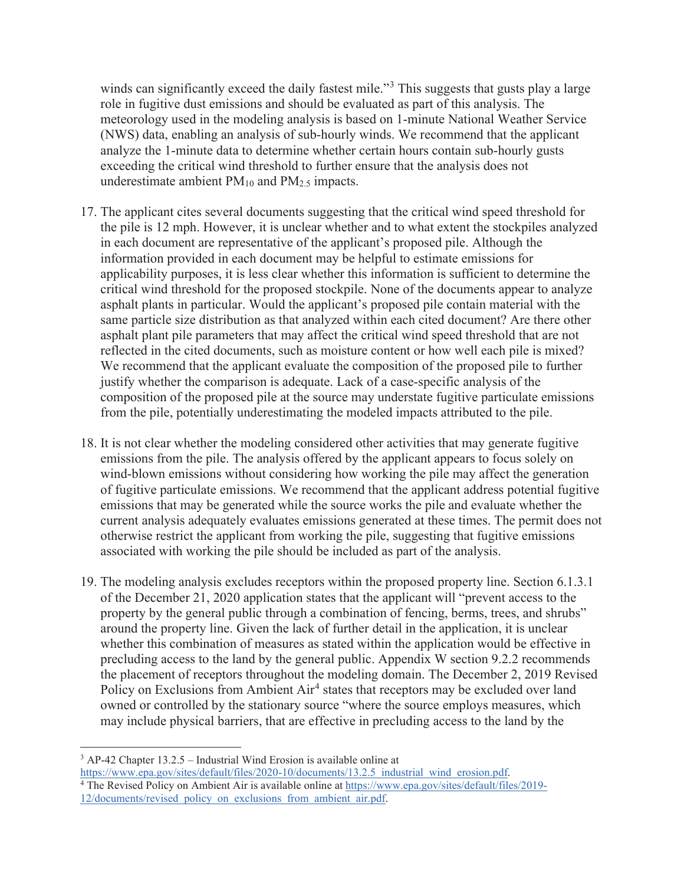winds can significantly exceed the daily fastest mile."[3] This suggests that gusts play a large role in fugitive dust emissions and should be evaluated as part of this analysis. The meteorology used in the modeling analysis is based on 1-minute National Weather Service (NWS) data, enabling an analysis of sub-hourly winds. We recommend that the applicant analyze the 1-minute data to determine whether certain hours contain sub-hourly gusts exceeding the critical wind threshold to further ensure that the analysis does not underestimate ambient $PM_{10}$ and $PM_{2.5}$ impacts.

17. The applicant cites several documents suggesting that the critical wind speed threshold for the pile is 12 mph. However, it is unclear whether and to what extent the stockpiles analyzed in each document are representative of the applicant's proposed pile. Although the information provided in each document may be helpful to estimate emissions for applicability purposes, it is less clear whether this information is sufficient to determine the critical wind threshold for the proposed stockpile. None of the documents appear to analyze asphalt plants in particular. Would the applicant's proposed pile contain material with the same particle size distribution as that analyzed within each cited document? Are there other asphalt plant pile parameters that may affect the critical wind speed threshold that are not reflected in the cited documents, such as moisture content or how well each pile is mixed? We recommend that the applicant evaluate the composition of the proposed pile to further justify whether the comparison is adequate. Lack of a case-specific analysis of the composition of the proposed pile at the source may understate fugitive particulate emissions from the pile, potentially underestimating the modeled impacts attributed to the pile.

18. It is not clear whether the modeling considered other activities that may generate fugitive emissions from the pile. The analysis offered by the applicant appears to focus solely on wind-blown emissions without considering how working the pile may affect the generation of fugitive particulate emissions. We recommend that the applicant address potential fugitive emissions that may be generated while the source works the pile and evaluate whether the current analysis adequately evaluates emissions generated at these times. The permit does not otherwise restrict the applicant from working the pile, suggesting that fugitive emissions associated with working the pile should be included as part of the analysis.

19. The modeling analysis excludes receptors within the proposed property line. Section 6.1.3.1 of the December 21, 2020 application states that the applicant will "prevent access to the property by the general public through a combination of fencing, berms, trees, and shrubs" around the property line. Given the lack of further detail in the application, it is unclear whether this combination of measures as stated within the application would be effective in precluding access to the land by the general public. Appendix W section 9.2.2 recommends the placement of receptors throughout the modeling domain. The December 2, 2019 Revised Policy on Exclusions from Ambient Air[4] states that receptors may be excluded over land owned or controlled by the stationary source "where the source employs measures, which may include physical barriers, that are effective in precluding access to the land by the

---

[3] AP-42 Chapter 13.2.5 – Industrial Wind Erosion is available online at https://www.epa.gov/sites/default/files/2020-10/documents/13.2.5_industrial_wind_erosion.pdf.

[4] The Revised Policy on Ambient Air is available online at https://www.epa.gov/sites/default/files/2019-12/documents/revised_policy_on_exclusions_from_ambient_air.pdf.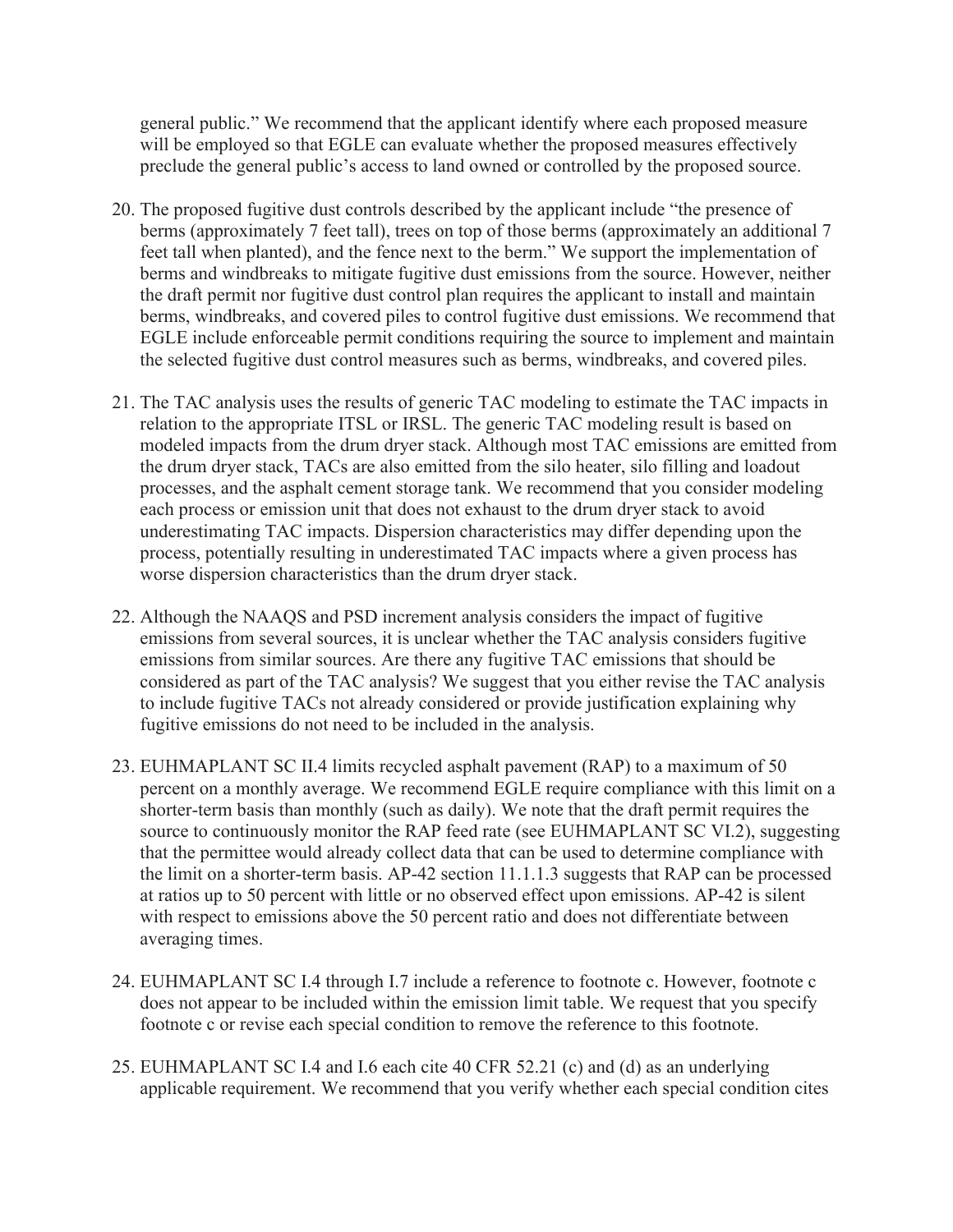general public." We recommend that the applicant identify where each proposed measure will be employed so that EGLE can evaluate whether the proposed measures effectively preclude the general public's access to land owned or controlled by the proposed source.

20. The proposed fugitive dust controls described by the applicant include "the presence of berms (approximately 7 feet tall), trees on top of those berms (approximately an additional 7 feet tall when planted), and the fence next to the berm." We support the implementation of berms and windbreaks to mitigate fugitive dust emissions from the source. However, neither the draft permit nor fugitive dust control plan requires the applicant to install and maintain berms, windbreaks, and covered piles to control fugitive dust emissions. We recommend that EGLE include enforceable permit conditions requiring the source to implement and maintain the selected fugitive dust control measures such as berms, windbreaks, and covered piles.

21. The TAC analysis uses the results of generic TAC modeling to estimate the TAC impacts in relation to the appropriate ITSL or IRSL. The generic TAC modeling result is based on modeled impacts from the drum dryer stack. Although most TAC emissions are emitted from the drum dryer stack, TACs are also emitted from the silo heater, silo filling and loadout processes, and the asphalt cement storage tank. We recommend that you consider modeling each process or emission unit that does not exhaust to the drum dryer stack to avoid underestimating TAC impacts. Dispersion characteristics may differ depending upon the process, potentially resulting in underestimated TAC impacts where a given process has worse dispersion characteristics than the drum dryer stack.

22. Although the NAAQS and PSD increment analysis considers the impact of fugitive emissions from several sources, it is unclear whether the TAC analysis considers fugitive emissions from similar sources. Are there any fugitive TAC emissions that should be considered as part of the TAC analysis? We suggest that you either revise the TAC analysis to include fugitive TACs not already considered or provide justification explaining why fugitive emissions do not need to be included in the analysis.

23. EUHMAPLANT SC II.4 limits recycled asphalt pavement (RAP) to a maximum of 50 percent on a monthly average. We recommend EGLE require compliance with this limit on a shorter-term basis than monthly (such as daily). We note that the draft permit requires the source to continuously monitor the RAP feed rate (see EUHMAPLANT SC VI.2), suggesting that the permittee would already collect data that can be used to determine compliance with the limit on a shorter-term basis. AP-42 section 11.1.1.3 suggests that RAP can be processed at ratios up to 50 percent with little or no observed effect upon emissions. AP-42 is silent with respect to emissions above the 50 percent ratio and does not differentiate between averaging times.

24. EUHMAPLANT SC I.4 through I.7 include a reference to footnote c. However, footnote c does not appear to be included within the emission limit table. We request that you specify footnote c or revise each special condition to remove the reference to this footnote.

25. EUHMAPLANT SC I.4 and I.6 each cite 40 CFR 52.21 (c) and (d) as an underlying applicable requirement. We recommend that you verify whether each special condition cites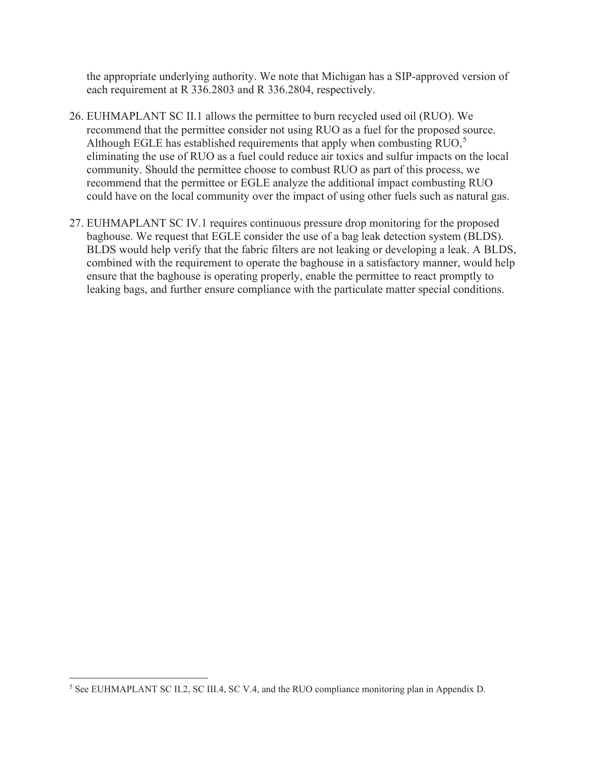the appropriate underlying authority. We note that Michigan has a SIP-approved version of each requirement at R 336.2803 and R 336.2804, respectively.

26. EUHMAPLANT SC II.1 allows the permittee to burn recycled used oil (RUO). We recommend that the permittee consider not using RUO as a fuel for the proposed source. Although EGLE has established requirements that apply when combusting RUO,[5] eliminating the use of RUO as a fuel could reduce air toxics and sulfur impacts on the local community. Should the permittee choose to combust RUO as part of this process, we recommend that the permittee or EGLE analyze the additional impact combusting RUO could have on the local community over the impact of using other fuels such as natural gas.

27. EUHMAPLANT SC IV.1 requires continuous pressure drop monitoring for the proposed baghouse. We request that EGLE consider the use of a bag leak detection system (BLDS). BLDS would help verify that the fabric filters are not leaking or developing a leak. A BLDS, combined with the requirement to operate the baghouse in a satisfactory manner, would help ensure that the baghouse is operating properly, enable the permittee to react promptly to leaking bags, and further ensure compliance with the particulate matter special conditions.

---

[5] See EUHMAPLANT SC II.2, SC III.4, SC V.4, and the RUO compliance monitoring plan in Appendix D.